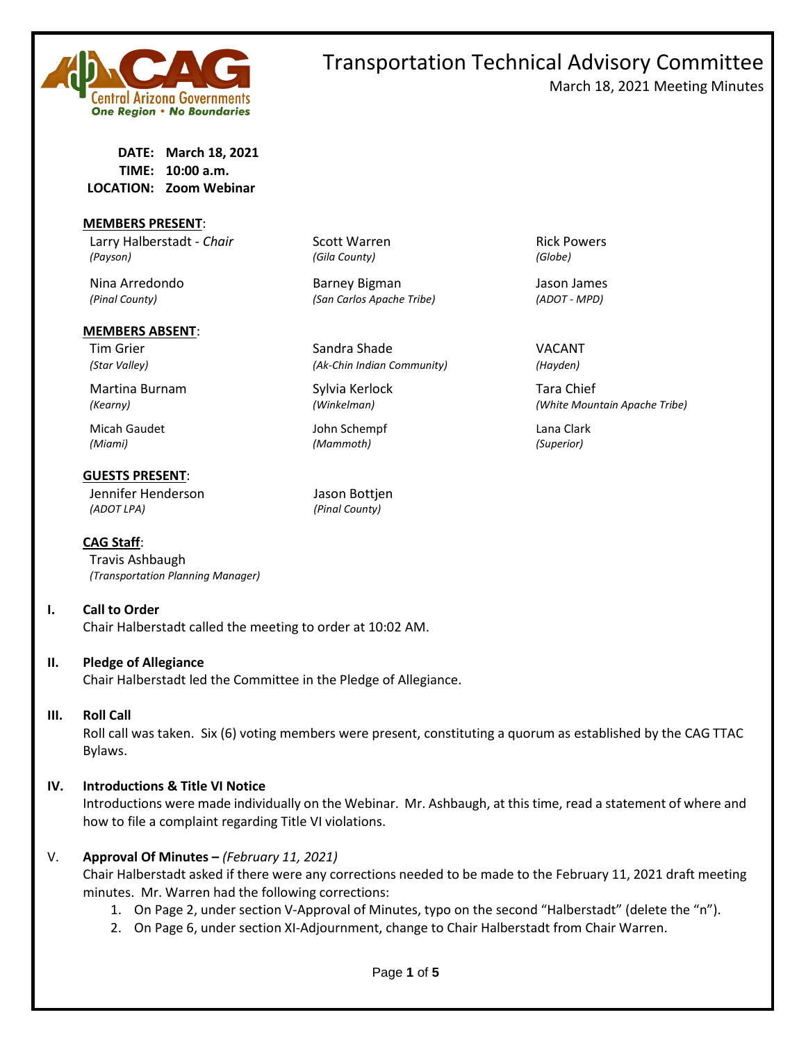# Transportation Technical Advisory Committee

March 18, 2021 Meeting Minutes

**DATE:** March 18, 2021
**TIME:** 10:00 a.m.
**LOCATION:** Zoom Webinar

**MEMBERS PRESENT:**

| | | |
|---|---|---|
| Larry Halberstadt - *Chair* *(Payson)* | Scott Warren *(Gila County)* | Rick Powers *(Globe)* |
| Nina Arredondo *(Pinal County)* | Barney Bigman *(San Carlos Apache Tribe)* | Jason James *(ADOT - MPD)* |

**MEMBERS ABSENT:**

| | | |
|---|---|---|
| Tim Grier *(Star Valley)* | Sandra Shade *(Ak-Chin Indian Community)* | VACANT *(Hayden)* |
| Martina Burnam *(Kearny)* | Sylvia Kerlock *(Winkelman)* | Tara Chief *(White Mountain Apache Tribe)* |
| Micah Gaudet *(Miami)* | John Schempf *(Mammoth)* | Lana Clark *(Superior)* |

**GUESTS PRESENT:**

| | |
|---|---|
| Jennifer Henderson *(ADOT LPA)* | Jason Bottjen *(Pinal County)* |

**CAG Staff:**

Travis Ashbaugh *(Transportation Planning Manager)*

## I. Call to Order

Chair Halberstadt called the meeting to order at 10:02 AM.

## II. Pledge of Allegiance

Chair Halberstadt led the Committee in the Pledge of Allegiance.

## III. Roll Call

Roll call was taken. Six (6) voting members were present, constituting a quorum as established by the CAG TTAC Bylaws.

## IV. Introductions & Title VI Notice

Introductions were made individually on the Webinar. Mr. Ashbaugh, at this time, read a statement of where and how to file a complaint regarding Title VI violations.

## V. Approval Of Minutes – *(February 11, 2021)*

Chair Halberstadt asked if there were any corrections needed to be made to the February 11, 2021 draft meeting minutes. Mr. Warren had the following corrections:

1. On Page 2, under section V-Approval of Minutes, typo on the second "Halberstadt" (delete the "n").
2. On Page 6, under section XI-Adjournment, change to Chair Halberstadt from Chair Warren.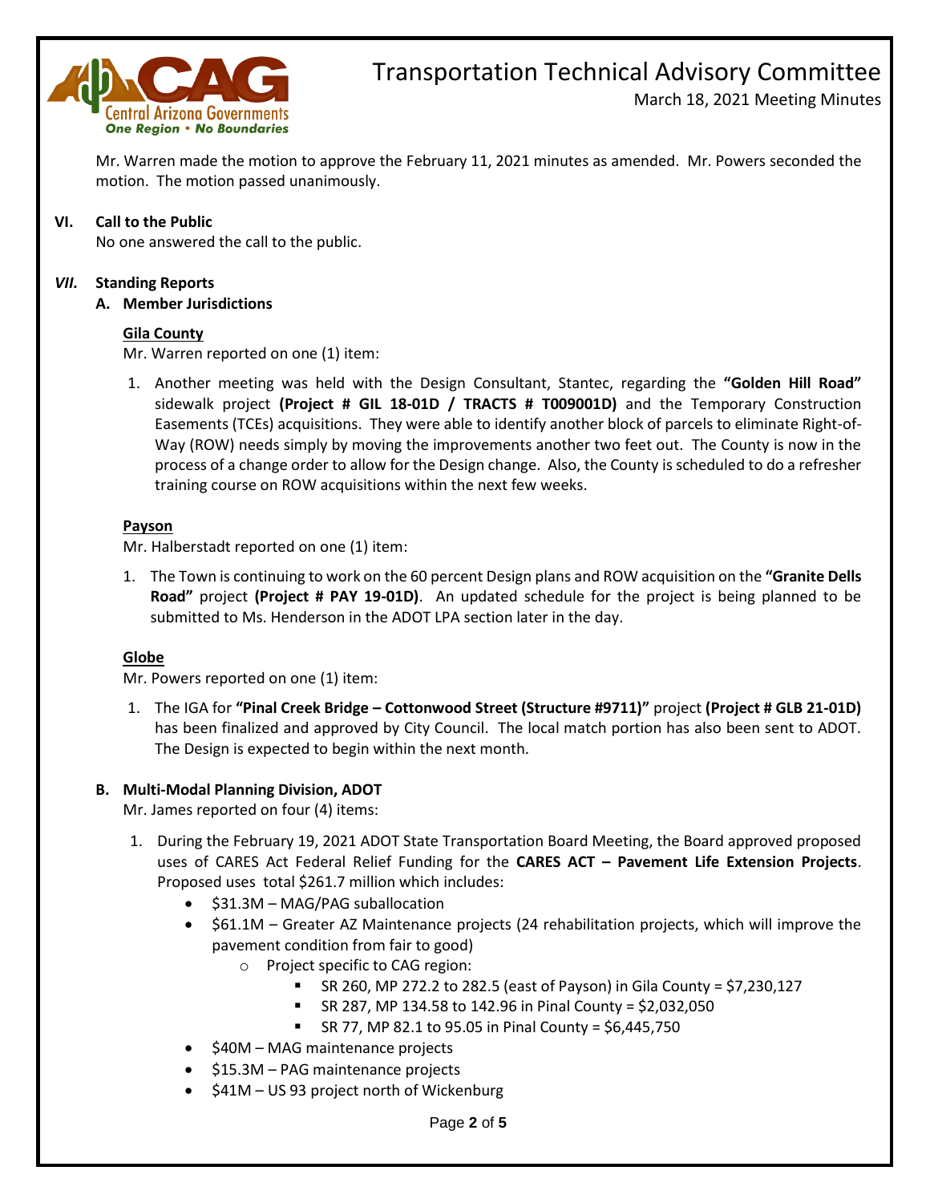Mr. Warren made the motion to approve the February 11, 2021 minutes as amended. Mr. Powers seconded the motion. The motion passed unanimously.

**VI. Call to the Public**

No one answered the call to the public.

***VII.* Standing Reports**

**A. Member Jurisdictions**

__Gila County__

Mr. Warren reported on one (1) item:

1. Another meeting was held with the Design Consultant, Stantec, regarding the **"Golden Hill Road"** sidewalk project **(Project # GIL 18-01D / TRACTS # T009001D)** and the Temporary Construction Easements (TCEs) acquisitions. They were able to identify another block of parcels to eliminate Right-of-Way (ROW) needs simply by moving the improvements another two feet out. The County is now in the process of a change order to allow for the Design change. Also, the County is scheduled to do a refresher training course on ROW acquisitions within the next few weeks.

__Payson__

Mr. Halberstadt reported on one (1) item:

1. The Town is continuing to work on the 60 percent Design plans and ROW acquisition on the **"Granite Dells Road"** project **(Project # PAY 19-01D)**. An updated schedule for the project is being planned to be submitted to Ms. Henderson in the ADOT LPA section later in the day.

__Globe__

Mr. Powers reported on one (1) item:

1. The IGA for **"Pinal Creek Bridge – Cottonwood Street (Structure #9711)"** project **(Project # GLB 21-01D)** has been finalized and approved by City Council. The local match portion has also been sent to ADOT. The Design is expected to begin within the next month.

**B. Multi-Modal Planning Division, ADOT**

Mr. James reported on four (4) items:

1. During the February 19, 2021 ADOT State Transportation Board Meeting, the Board approved proposed uses of CARES Act Federal Relief Funding for the **CARES ACT – Pavement Life Extension Projects**. Proposed uses total $261.7 million which includes:
   - $31.3M – MAG/PAG suballocation
   - $61.1M – Greater AZ Maintenance projects (24 rehabilitation projects, which will improve the pavement condition from fair to good)
     - Project specific to CAG region:
       - SR 260, MP 272.2 to 282.5 (east of Payson) in Gila County = $7,230,127
       - SR 287, MP 134.58 to 142.96 in Pinal County = $2,032,050
       - SR 77, MP 82.1 to 95.05 in Pinal County = $6,445,750
   - $40M – MAG maintenance projects
   - $15.3M – PAG maintenance projects
   - $41M – US 93 project north of Wickenburg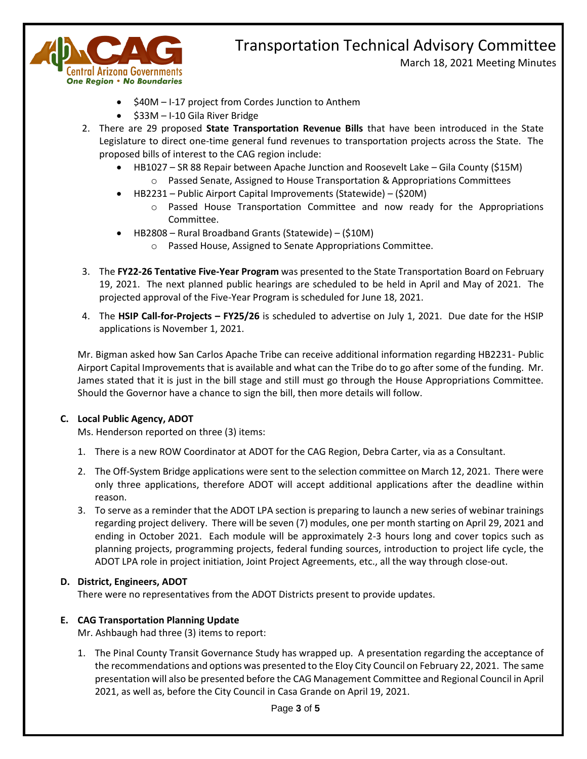- \$40M – I-17 project from Cordes Junction to Anthem
- \$33M – I-10 Gila River Bridge

2. There are 29 proposed **State Transportation Revenue Bills** that have been introduced in the State Legislature to direct one-time general fund revenues to transportation projects across the State. The proposed bills of interest to the CAG region include:
   - HB1027 – SR 88 Repair between Apache Junction and Roosevelt Lake – Gila County (\$15M)
     - Passed Senate, Assigned to House Transportation & Appropriations Committees
   - HB2231 – Public Airport Capital Improvements (Statewide) – (\$20M)
     - Passed House Transportation Committee and now ready for the Appropriations Committee.
   - HB2808 – Rural Broadband Grants (Statewide) – (\$10M)
     - Passed House, Assigned to Senate Appropriations Committee.

3. The **FY22-26 Tentative Five-Year Program** was presented to the State Transportation Board on February 19, 2021. The next planned public hearings are scheduled to be held in April and May of 2021. The projected approval of the Five-Year Program is scheduled for June 18, 2021.

4. The **HSIP Call-for-Projects – FY25/26** is scheduled to advertise on July 1, 2021. Due date for the HSIP applications is November 1, 2021.

Mr. Bigman asked how San Carlos Apache Tribe can receive additional information regarding HB2231- Public Airport Capital Improvements that is available and what can the Tribe do to go after some of the funding. Mr. James stated that it is just in the bill stage and still must go through the House Appropriations Committee. Should the Governor have a chance to sign the bill, then more details will follow.

**C. Local Public Agency, ADOT**

Ms. Henderson reported on three (3) items:

1. There is a new ROW Coordinator at ADOT for the CAG Region, Debra Carter, via as a Consultant.
2. The Off-System Bridge applications were sent to the selection committee on March 12, 2021. There were only three applications, therefore ADOT will accept additional applications after the deadline within reason.
3. To serve as a reminder that the ADOT LPA section is preparing to launch a new series of webinar trainings regarding project delivery. There will be seven (7) modules, one per month starting on April 29, 2021 and ending in October 2021. Each module will be approximately 2-3 hours long and cover topics such as planning projects, programming projects, federal funding sources, introduction to project life cycle, the ADOT LPA role in project initiation, Joint Project Agreements, etc., all the way through close-out.

**D. District, Engineers, ADOT**

There were no representatives from the ADOT Districts present to provide updates.

**E. CAG Transportation Planning Update**

Mr. Ashbaugh had three (3) items to report:

1. The Pinal County Transit Governance Study has wrapped up. A presentation regarding the acceptance of the recommendations and options was presented to the Eloy City Council on February 22, 2021. The same presentation will also be presented before the CAG Management Committee and Regional Council in April 2021, as well as, before the City Council in Casa Grande on April 19, 2021.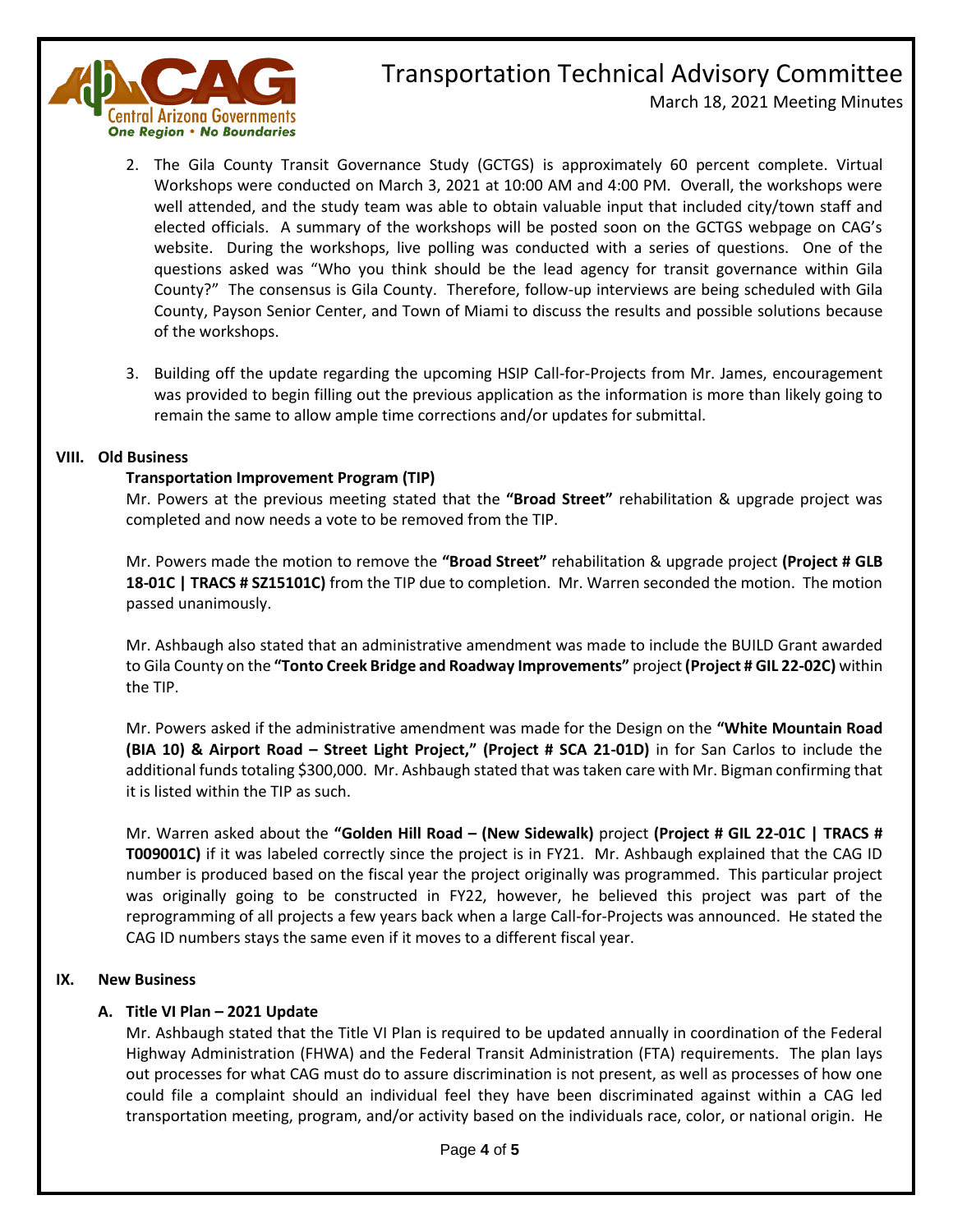2. The Gila County Transit Governance Study (GCTGS) is approximately 60 percent complete. Virtual Workshops were conducted on March 3, 2021 at 10:00 AM and 4:00 PM. Overall, the workshops were well attended, and the study team was able to obtain valuable input that included city/town staff and elected officials. A summary of the workshops will be posted soon on the GCTGS webpage on CAG's website. During the workshops, live polling was conducted with a series of questions. One of the questions asked was "Who you think should be the lead agency for transit governance within Gila County?" The consensus is Gila County. Therefore, follow-up interviews are being scheduled with Gila County, Payson Senior Center, and Town of Miami to discuss the results and possible solutions because of the workshops.

3. Building off the update regarding the upcoming HSIP Call-for-Projects from Mr. James, encouragement was provided to begin filling out the previous application as the information is more than likely going to remain the same to allow ample time corrections and/or updates for submittal.

## VIII. Old Business

### Transportation Improvement Program (TIP)

Mr. Powers at the previous meeting stated that the **"Broad Street"** rehabilitation & upgrade project was completed and now needs a vote to be removed from the TIP.

Mr. Powers made the motion to remove the **"Broad Street"** rehabilitation & upgrade project **(Project # GLB 18-01C | TRACS # SZ15101C)** from the TIP due to completion. Mr. Warren seconded the motion. The motion passed unanimously.

Mr. Ashbaugh also stated that an administrative amendment was made to include the BUILD Grant awarded to Gila County on the **"Tonto Creek Bridge and Roadway Improvements"** project **(Project # GIL 22-02C)** within the TIP.

Mr. Powers asked if the administrative amendment was made for the Design on the **"White Mountain Road (BIA 10) & Airport Road – Street Light Project," (Project # SCA 21-01D)** in for San Carlos to include the additional funds totaling $300,000. Mr. Ashbaugh stated that was taken care with Mr. Bigman confirming that it is listed within the TIP as such.

Mr. Warren asked about the **"Golden Hill Road – (New Sidewalk)** project **(Project # GIL 22-01C | TRACS # T009001C)** if it was labeled correctly since the project is in FY21. Mr. Ashbaugh explained that the CAG ID number is produced based on the fiscal year the project originally was programmed. This particular project was originally going to be constructed in FY22, however, he believed this project was part of the reprogramming of all projects a few years back when a large Call-for-Projects was announced. He stated the CAG ID numbers stays the same even if it moves to a different fiscal year.

## IX. New Business

### A. Title VI Plan – 2021 Update

Mr. Ashbaugh stated that the Title VI Plan is required to be updated annually in coordination of the Federal Highway Administration (FHWA) and the Federal Transit Administration (FTA) requirements. The plan lays out processes for what CAG must do to assure discrimination is not present, as well as processes of how one could file a complaint should an individual feel they have been discriminated against within a CAG led transportation meeting, program, and/or activity based on the individuals race, color, or national origin. He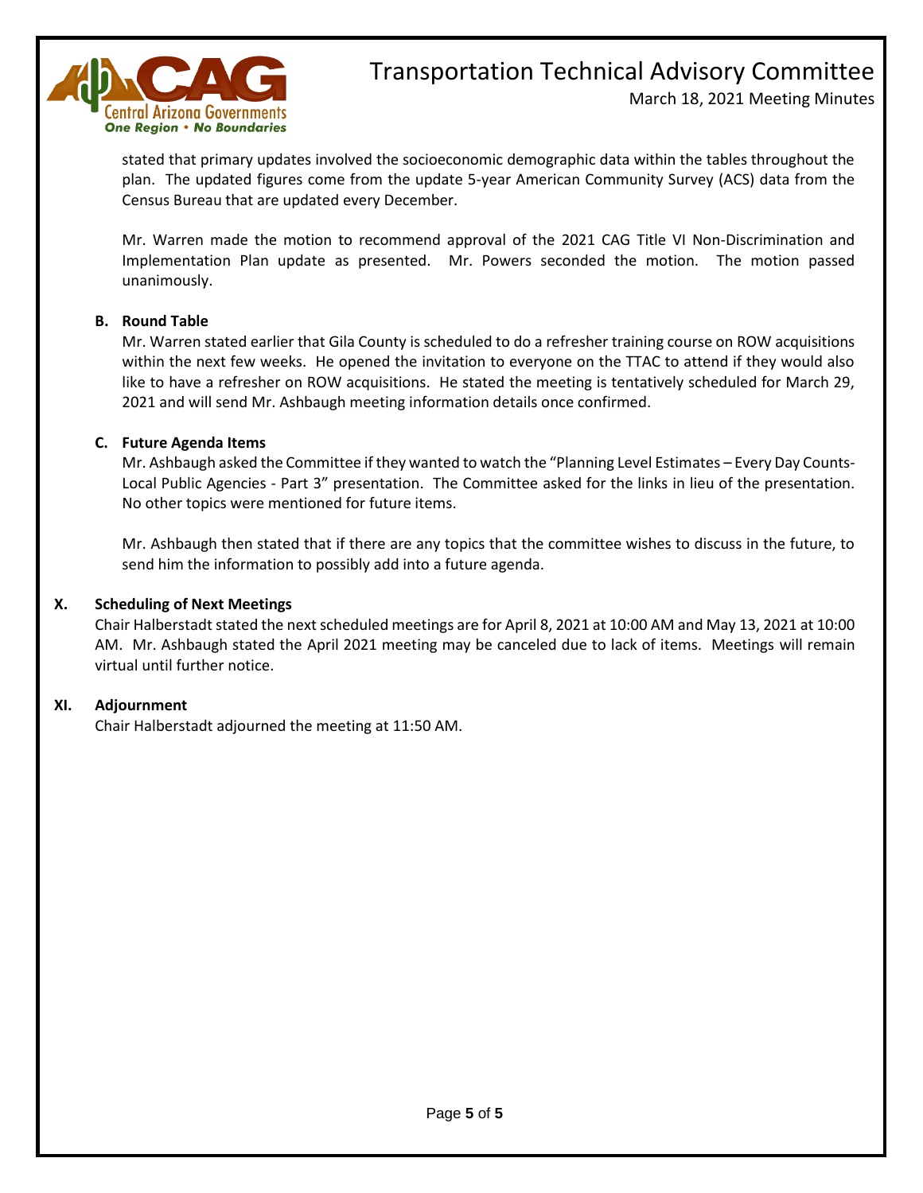stated that primary updates involved the socioeconomic demographic data within the tables throughout the plan. The updated figures come from the update 5-year American Community Survey (ACS) data from the Census Bureau that are updated every December.

Mr. Warren made the motion to recommend approval of the 2021 CAG Title VI Non-Discrimination and Implementation Plan update as presented. Mr. Powers seconded the motion. The motion passed unanimously.

**B. Round Table**

Mr. Warren stated earlier that Gila County is scheduled to do a refresher training course on ROW acquisitions within the next few weeks. He opened the invitation to everyone on the TTAC to attend if they would also like to have a refresher on ROW acquisitions. He stated the meeting is tentatively scheduled for March 29, 2021 and will send Mr. Ashbaugh meeting information details once confirmed.

**C. Future Agenda Items**

Mr. Ashbaugh asked the Committee if they wanted to watch the "Planning Level Estimates – Every Day Counts-Local Public Agencies - Part 3" presentation. The Committee asked for the links in lieu of the presentation. No other topics were mentioned for future items.

Mr. Ashbaugh then stated that if there are any topics that the committee wishes to discuss in the future, to send him the information to possibly add into a future agenda.

## X. Scheduling of Next Meetings

Chair Halberstadt stated the next scheduled meetings are for April 8, 2021 at 10:00 AM and May 13, 2021 at 10:00 AM. Mr. Ashbaugh stated the April 2021 meeting may be canceled due to lack of items. Meetings will remain virtual until further notice.

## XI. Adjournment

Chair Halberstadt adjourned the meeting at 11:50 AM.